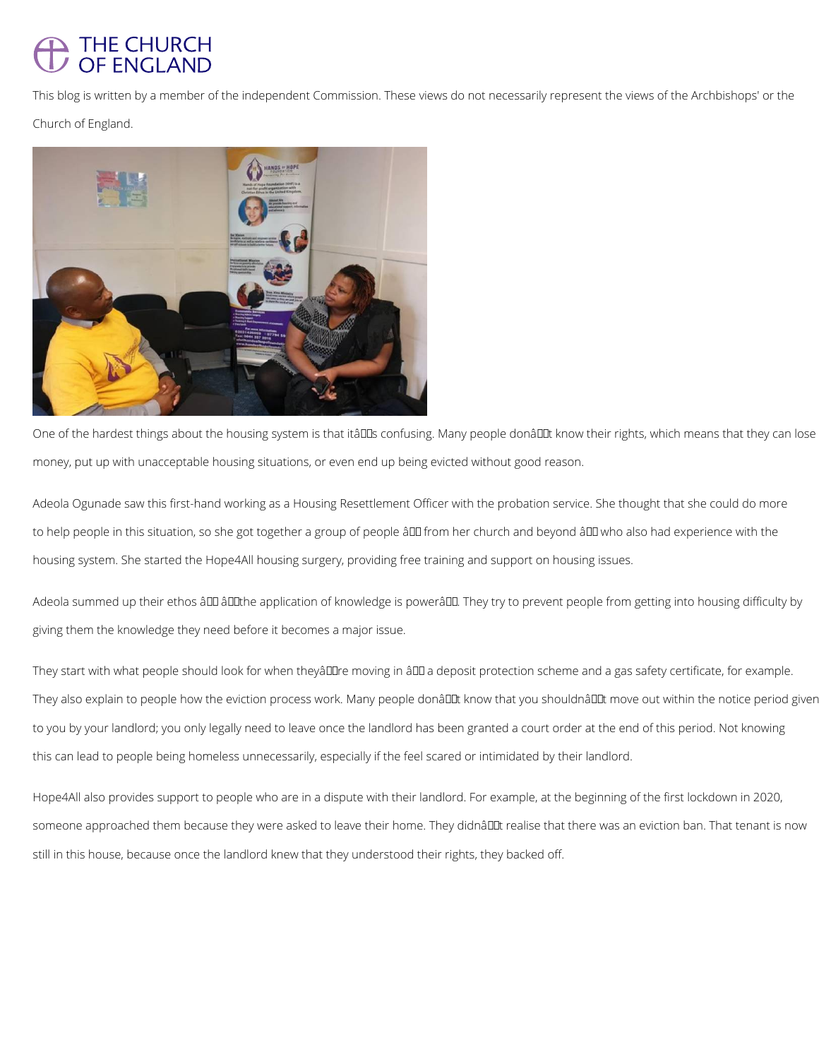THE CHURCH OF ENGLAND

This blog is written by a member of the independent Commission. These views do not necessarily represent the views of the Archbishops' or the Church of England.

One of the hardest things about the housing system is that itâs confusing. Many people donât know their rights, which means that they can lose money, put up with unacceptable housing situations, or even end up being evicted without good reason.

Adeola Ogunade saw this first-hand working as a Housing Resettlement Officer with the probation service. She thought that she could do more to help people in this situation, so she got together a group of people â from her church and beyond â who also had experience with the housing system. She started the Hope4All housing surgery, providing free training and support on housing issues.

Adeola summed up their ethos â âthe application of knowledge is powerâ. They try to prevent people from getting into housing difficulty by giving them the knowledge they need before it becomes a major issue.

They start with what people should look for when theyâre moving in â a deposit protection scheme and a gas safety certificate, for example. They also explain to people how the eviction process work. Many people donât know that you shouldnât move out within the notice period given to you by your landlord; you only legally need to leave once the landlord has been granted a court order at the end of this period. Not knowing this can lead to people being homeless unnecessarily, especially if the feel scared or intimidated by their landlord.

Hope4All also provides support to people who are in a dispute with their landlord. For example, at the beginning of the first lockdown in 2020, someone approached them because they were asked to leave their home. They didnât realise that there was an eviction ban. That tenant is now still in this house, because once the landlord knew that they understood their rights, they backed off.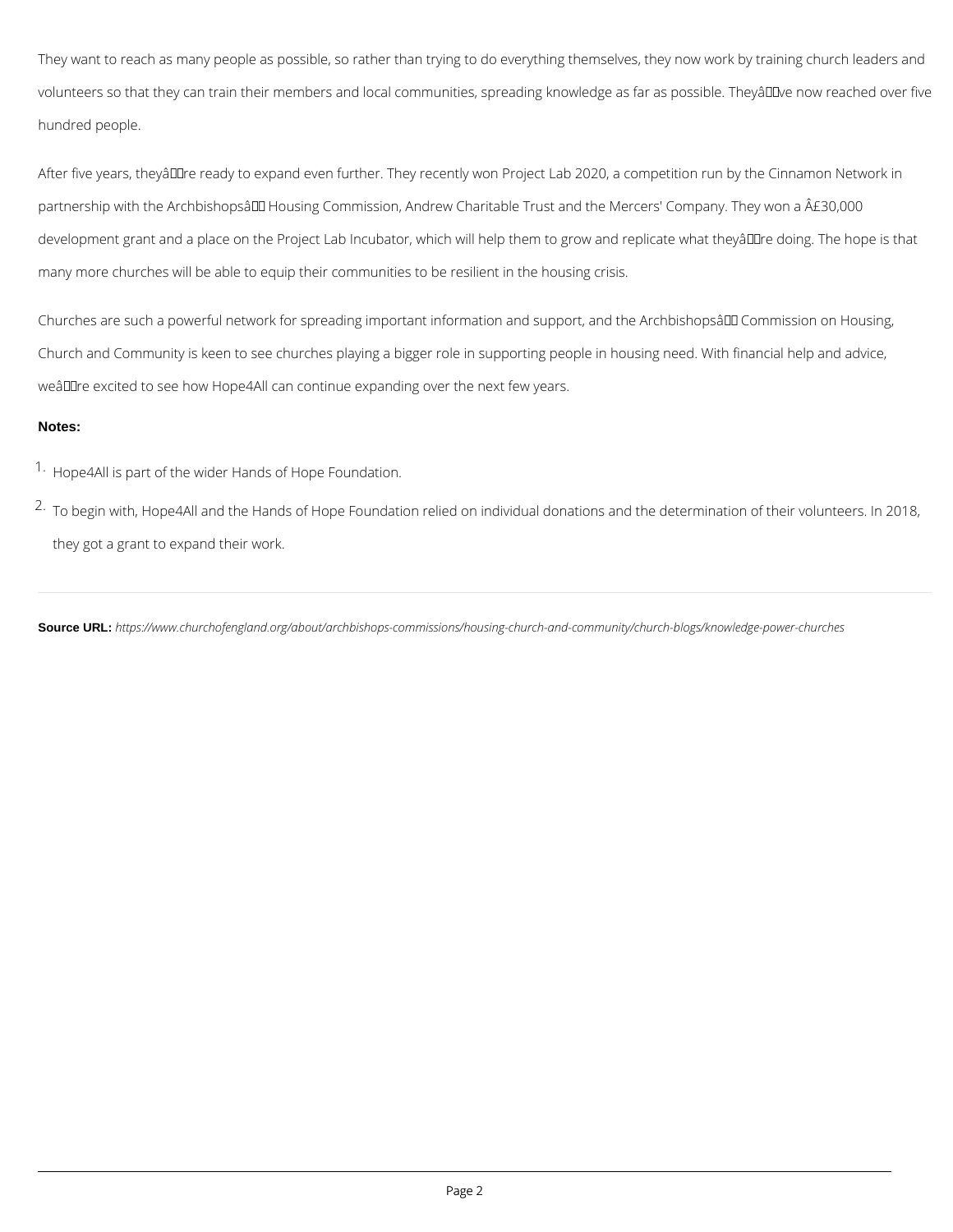They want to reach as many people as possible, so rather than trying to do everything themselves, they now work by training church leaders and volunteers so that they can train their members and local communities, spreading knowledge as far as possible. Theyâve now reached over five hundred people.

After five years, theyâre ready to expand even further. They recently won Project Lab 2020, a competition run by the Cinnamon Network in partnership with the Archbishopsâ Housing Commission, Andrew Charitable Trust and the Mercers' Company. They won a Â£30,000 development grant and a place on the Project Lab Incubator, which will help them to grow and replicate what theyâre doing. The hope is that many more churches will be able to equip their communities to be resilient in the housing crisis.

Churches are such a powerful network for spreading important information and support, and the Archbishopsâ Commission on Housing, Church and Community is keen to see churches playing a bigger role in supporting people in housing need. With financial help and advice, weâre excited to see how Hope4All can continue expanding over the next few years.

**Notes:**

1. Hope4All is part of the wider Hands of Hope Foundation.
2. To begin with, Hope4All and the Hands of Hope Foundation relied on individual donations and the determination of their volunteers. In 2018, they got a grant to expand their work.

---

**Source URL:** *https://www.churchofengland.org/about/archbishops-commissions/housing-church-and-community/church-blogs/knowledge-power-churches*